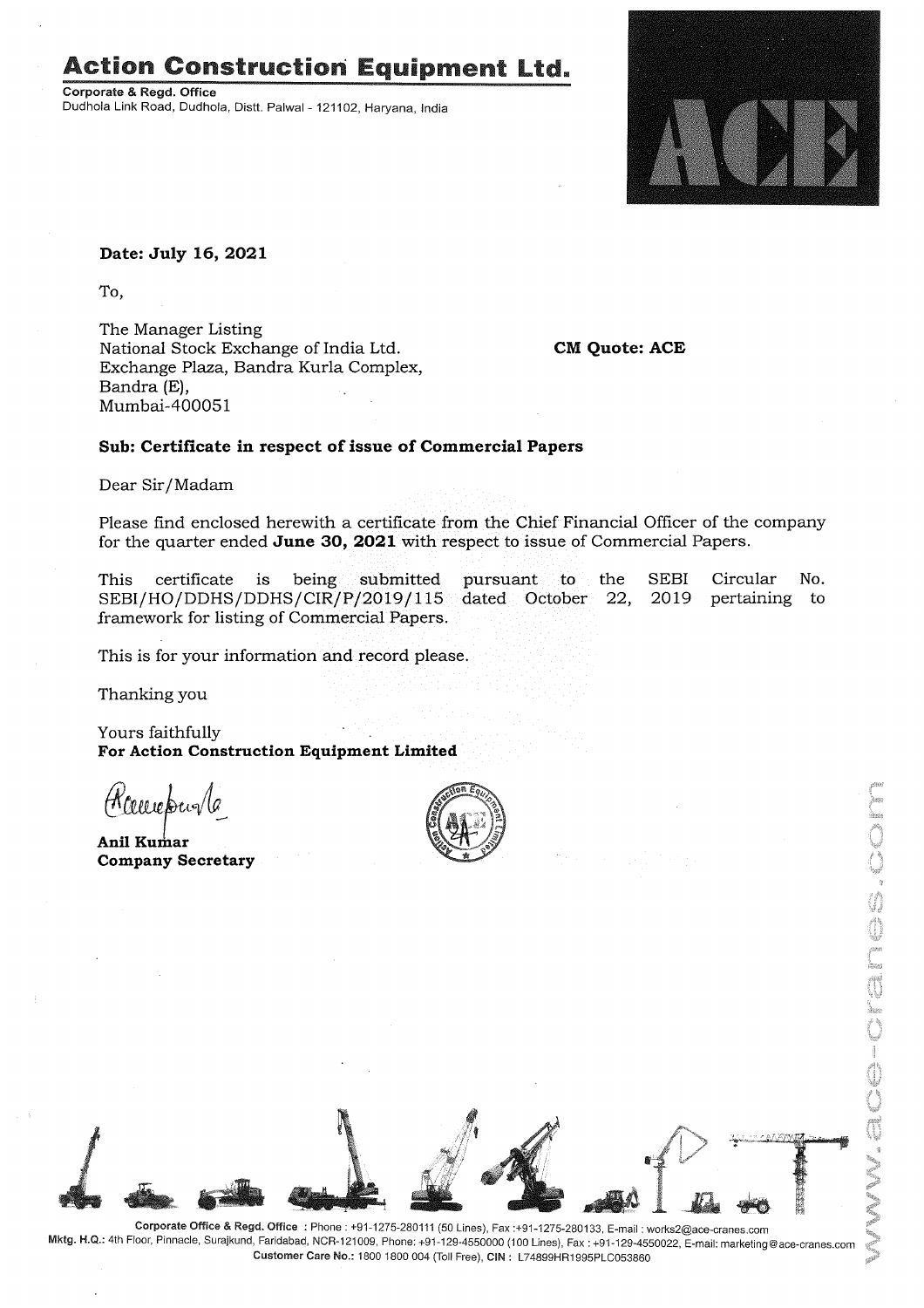# Action Construction Equipment Ltd.

**Corporate & Regd. Office**
Dudhola Link Road, Dudhola, Distt. Palwal - 121102, Haryana, India

ACE

**Date: July 16, 2021**

To,

The Manager Listing
National Stock Exchange of India Ltd.
Exchange Plaza, Bandra Kurla Complex,
Bandra (E),
Mumbai-400051

**CM Quote: ACE**

**Sub: Certificate in respect of issue of Commercial Papers**

Dear Sir/Madam

Please find enclosed herewith a certificate from the Chief Financial Officer of the company for the quarter ended **June 30, 2021** with respect to issue of Commercial Papers.

This certificate is being submitted pursuant to the SEBI Circular No. SEBI/HO/DDHS/DDHS/CIR/P/2019/115 dated October 22, 2019 pertaining to framework for listing of Commercial Papers.

This is for your information and record please.

Thanking you

Yours faithfully
**For Action Construction Equipment Limited**

**Anil Kumar**
**Company Secretary**

www.ace-cranes.com

**Corporate Office & Regd. Office** : Phone : +91-1275-280111 (50 Lines), Fax :+91-1275-280133, E-mail : works2@ace-cranes.com
**Mktg. H.Q.:** 4th Floor, Pinnacle, Surajkund, Faridabad, NCR-121009, Phone: +91-129-4550000 (100 Lines), Fax : +91-129-4550022, E-mail: marketing@ace-cranes.com
**Customer Care No.:** 1800 1800 004 (Toll Free), **CIN :** L74899HR1995PLC053860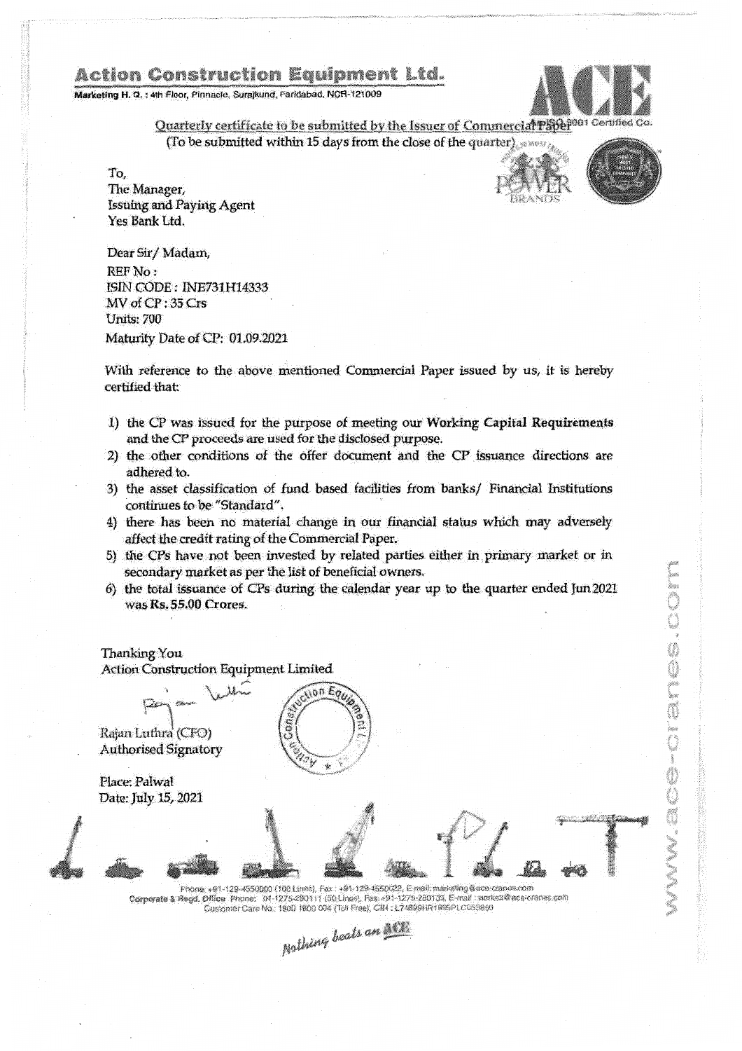# Action Construction Equipment Ltd.

**Marketing H. Q. :** 4th Floor, Pinnacle, Surajkund, Faridabad, NCR-121009

ISO 9001 Certified Co.

Quarterly certificate to be submitted by the Issuer of Commercial Paper

(To be submitted within 15 days from the close of the quarter)

To,
The Manager,
Issuing and Paying Agent
Yes Bank Ltd.

Dear Sir/ Madam,

REF No :
ISIN CODE : INE731H14333
MV of CP : 35 Crs
Units: 700
Maturity Date of CP: 01.09.2021

With reference to the above mentioned Commercial Paper issued by us, it is hereby certified that:

1) the CP was issued for the purpose of meeting our **Working Capital Requirements** and the CP proceeds are used for the disclosed purpose.
2) the other conditions of the offer document and the CP issuance directions are adhered to.
3) the asset classification of fund based facilities from banks/ Financial Institutions continues to be "Standard".
4) there has been no material change in our financial status which may adversely affect the credit rating of the Commercial Paper.
5) the CPs have not been invested by related parties either in primary market or in secondary market as per the list of beneficial owners.
6) the total issuance of CPs during the calendar year up to the quarter ended Jun 2021 was **Rs. 55.00 Crores.**

Thanking You
Action Construction Equipment Limited

Rajan Luthra (CFO)
Authorised Signatory

Place: Palwal
Date: July 15, 2021

Phone: +91-129-4550000 (100 Lines), Fax : +91-129-4550022, E-mail: marketing@ace-cranes.com
Corporate & Regd. Office Phone: 01-1275-280111 (50 Lines), Fax: +91-1275-280133, E-mail : works2@ace-cranes.com
Customer Care No.: 1800 1800 004 (Toll Free), CIN : L74899HR1995PLC053860

*Nothing beats an ACE*

www.ace-cranes.com